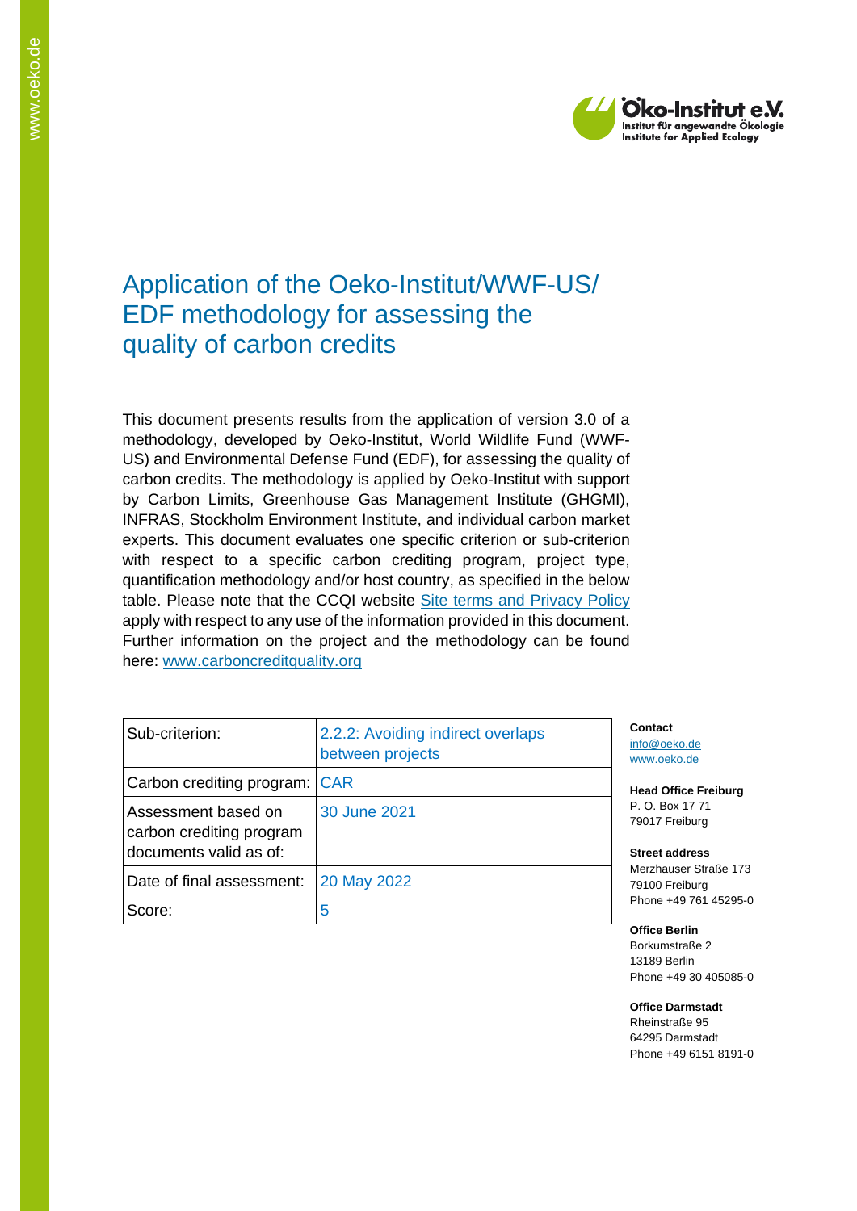# Application of the Oeko-Institut/WWF-US/ EDF methodology for assessing the quality of carbon credits

This document presents results from the application of version 3.0 of a methodology, developed by Oeko-Institut, World Wildlife Fund (WWF-US) and Environmental Defense Fund (EDF), for assessing the quality of carbon credits. The methodology is applied by Oeko-Institut with support by Carbon Limits, Greenhouse Gas Management Institute (GHGMI), INFRAS, Stockholm Environment Institute, and individual carbon market experts. This document evaluates one specific criterion or sub-criterion with respect to a specific carbon crediting program, project type, quantification methodology and/or host country, as specified in the below table. Please note that the CCQI website Site terms and Privacy Policy apply with respect to any use of the information provided in this document. Further information on the project and the methodology can be found here: www.carboncreditquality.org

| | |
|---|---|
| Sub-criterion: | 2.2.2: Avoiding indirect overlaps between projects |
| Carbon crediting program: | CAR |
| Assessment based on carbon crediting program documents valid as of: | 30 June 2021 |
| Date of final assessment: | 20 May 2022 |
| Score: | 5 |

**Contact**
info@oeko.de
www.oeko.de

**Head Office Freiburg**
P. O. Box 17 71
79017 Freiburg

**Street address**
Merzhauser Straße 173
79100 Freiburg
Phone +49 761 45295-0

**Office Berlin**
Borkumstraße 2
13189 Berlin
Phone +49 30 405085-0

**Office Darmstadt**
Rheinstraße 95
64295 Darmstadt
Phone +49 6151 8191-0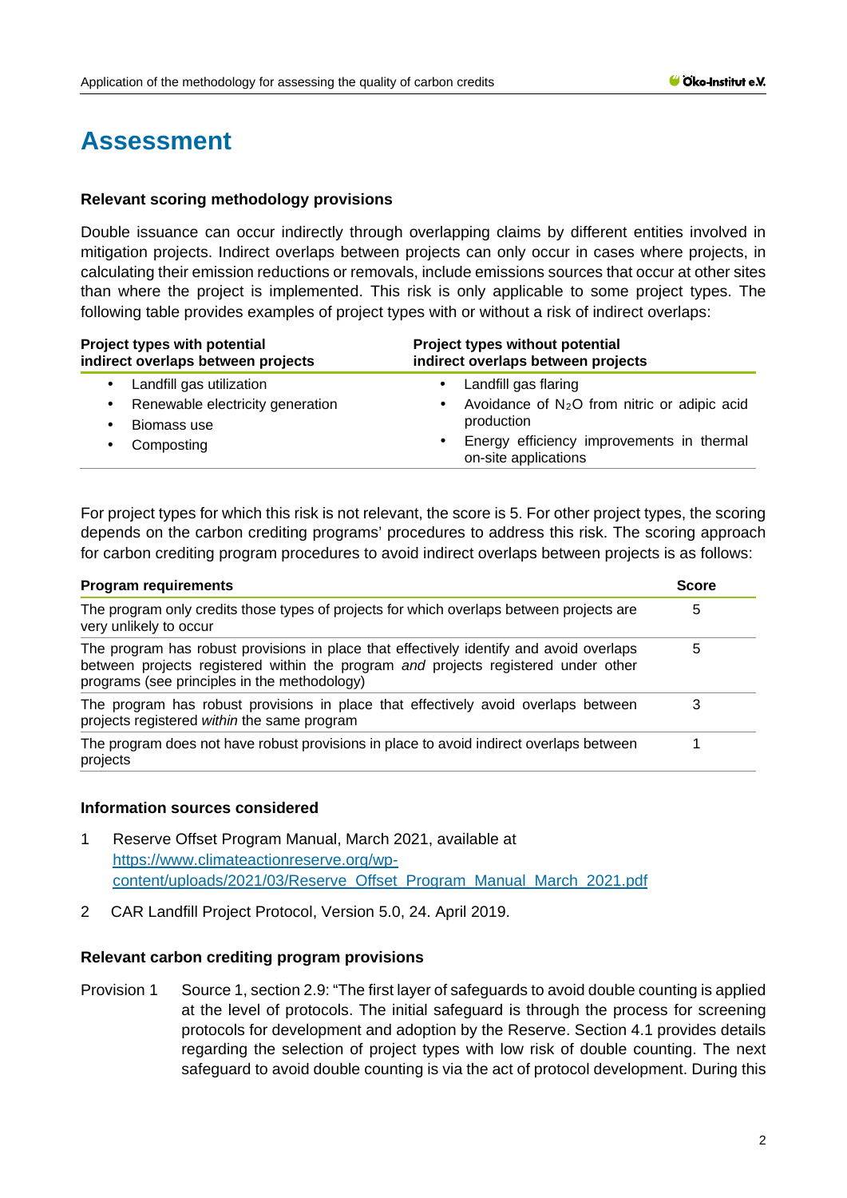# Assessment

### Relevant scoring methodology provisions

Double issuance can occur indirectly through overlapping claims by different entities involved in mitigation projects. Indirect overlaps between projects can only occur in cases where projects, in calculating their emission reductions or removals, include emissions sources that occur at other sites than where the project is implemented. This risk is only applicable to some project types. The following table provides examples of project types with or without a risk of indirect overlaps:

| Project types with potential indirect overlaps between projects | Project types without potential indirect overlaps between projects |
|---|---|
| • Landfill gas utilization<br>• Renewable electricity generation<br>• Biomass use<br>• Composting | • Landfill gas flaring<br>• Avoidance of $N_2O$ from nitric or adipic acid production<br>• Energy efficiency improvements in thermal on-site applications |

For project types for which this risk is not relevant, the score is 5. For other project types, the scoring depends on the carbon crediting programs' procedures to address this risk. The scoring approach for carbon crediting program procedures to avoid indirect overlaps between projects is as follows:

| Program requirements | Score |
|---|---|
| The program only credits those types of projects for which overlaps between projects are very unlikely to occur | 5 |
| The program has robust provisions in place that effectively identify and avoid overlaps between projects registered within the program *and* projects registered under other programs (see principles in the methodology) | 5 |
| The program has robust provisions in place that effectively avoid overlaps between projects registered *within* the same program | 3 |
| The program does not have robust provisions in place to avoid indirect overlaps between projects | 1 |

### Information sources considered

1 Reserve Offset Program Manual, March 2021, available at https://www.climateactionreserve.org/wp-content/uploads/2021/03/Reserve_Offset_Program_Manual_March_2021.pdf

2 CAR Landfill Project Protocol, Version 5.0, 24. April 2019.

### Relevant carbon crediting program provisions

Provision 1 Source 1, section 2.9: "The first layer of safeguards to avoid double counting is applied at the level of protocols. The initial safeguard is through the process for screening protocols for development and adoption by the Reserve. Section 4.1 provides details regarding the selection of project types with low risk of double counting. The next safeguard to avoid double counting is via the act of protocol development. During this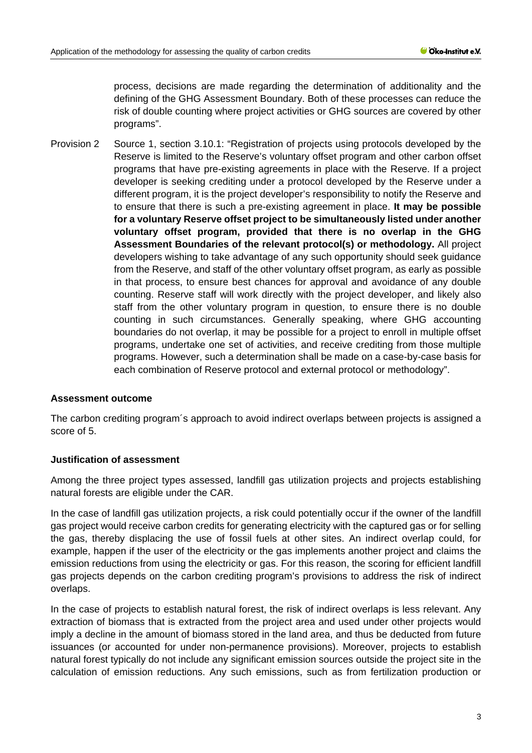process, decisions are made regarding the determination of additionality and the defining of the GHG Assessment Boundary. Both of these processes can reduce the risk of double counting where project activities or GHG sources are covered by other programs".

Provision 2 Source 1, section 3.10.1: "Registration of projects using protocols developed by the Reserve is limited to the Reserve's voluntary offset program and other carbon offset programs that have pre-existing agreements in place with the Reserve. If a project developer is seeking crediting under a protocol developed by the Reserve under a different program, it is the project developer's responsibility to notify the Reserve and to ensure that there is such a pre-existing agreement in place. **It may be possible for a voluntary Reserve offset project to be simultaneously listed under another voluntary offset program, provided that there is no overlap in the GHG Assessment Boundaries of the relevant protocol(s) or methodology.** All project developers wishing to take advantage of any such opportunity should seek guidance from the Reserve, and staff of the other voluntary offset program, as early as possible in that process, to ensure best chances for approval and avoidance of any double counting. Reserve staff will work directly with the project developer, and likely also staff from the other voluntary program in question, to ensure there is no double counting in such circumstances. Generally speaking, where GHG accounting boundaries do not overlap, it may be possible for a project to enroll in multiple offset programs, undertake one set of activities, and receive crediting from those multiple programs. However, such a determination shall be made on a case-by-case basis for each combination of Reserve protocol and external protocol or methodology".

#### Assessment outcome

The carbon crediting program´s approach to avoid indirect overlaps between projects is assigned a score of 5.

#### Justification of assessment

Among the three project types assessed, landfill gas utilization projects and projects establishing natural forests are eligible under the CAR.

In the case of landfill gas utilization projects, a risk could potentially occur if the owner of the landfill gas project would receive carbon credits for generating electricity with the captured gas or for selling the gas, thereby displacing the use of fossil fuels at other sites. An indirect overlap could, for example, happen if the user of the electricity or the gas implements another project and claims the emission reductions from using the electricity or gas. For this reason, the scoring for efficient landfill gas projects depends on the carbon crediting program's provisions to address the risk of indirect overlaps.

In the case of projects to establish natural forest, the risk of indirect overlaps is less relevant. Any extraction of biomass that is extracted from the project area and used under other projects would imply a decline in the amount of biomass stored in the land area, and thus be deducted from future issuances (or accounted for under non-permanence provisions). Moreover, projects to establish natural forest typically do not include any significant emission sources outside the project site in the calculation of emission reductions. Any such emissions, such as from fertilization production or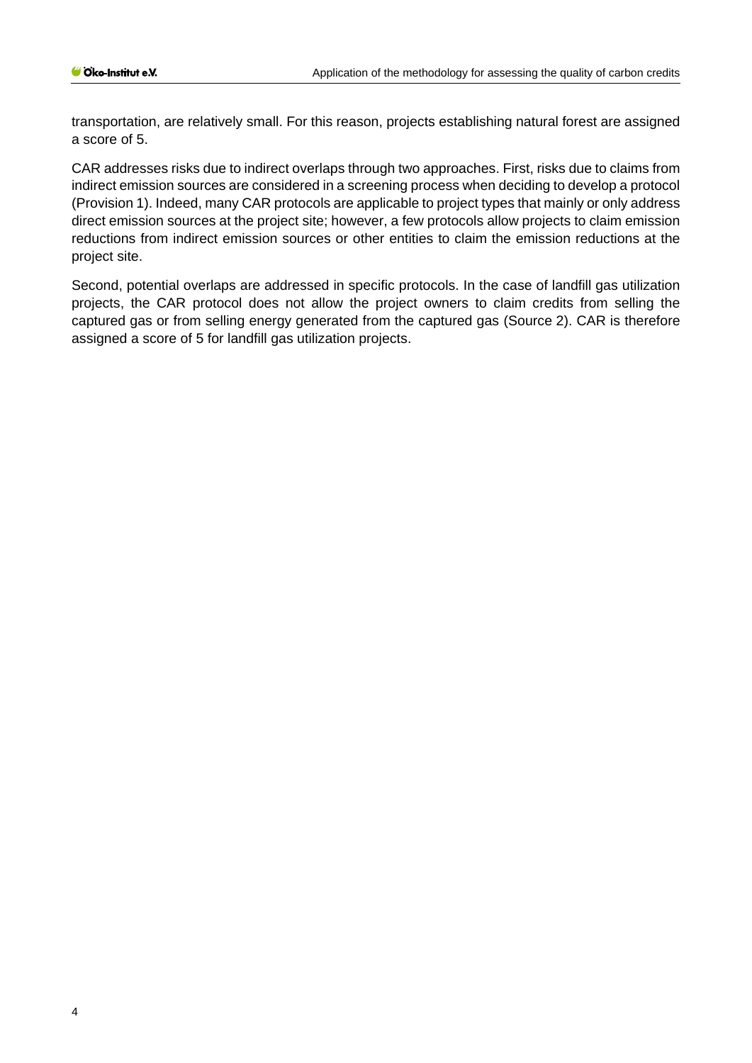transportation, are relatively small. For this reason, projects establishing natural forest are assigned a score of 5.

CAR addresses risks due to indirect overlaps through two approaches. First, risks due to claims from indirect emission sources are considered in a screening process when deciding to develop a protocol (Provision 1). Indeed, many CAR protocols are applicable to project types that mainly or only address direct emission sources at the project site; however, a few protocols allow projects to claim emission reductions from indirect emission sources or other entities to claim the emission reductions at the project site.

Second, potential overlaps are addressed in specific protocols. In the case of landfill gas utilization projects, the CAR protocol does not allow the project owners to claim credits from selling the captured gas or from selling energy generated from the captured gas (Source 2). CAR is therefore assigned a score of 5 for landfill gas utilization projects.